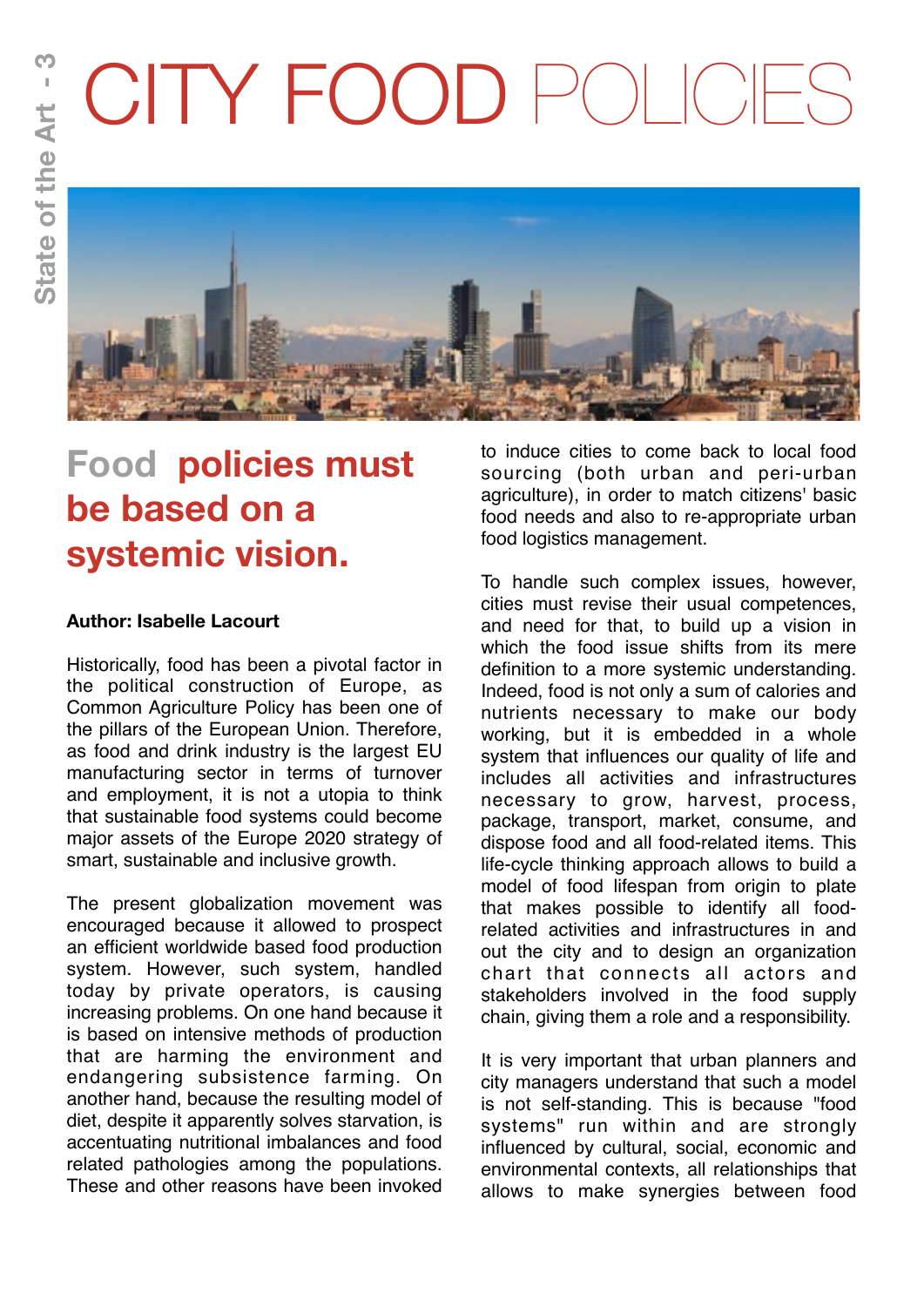# CITY FOOD POLICIES

## Food policies must be based on a systemic vision.

**Author: Isabelle Lacourt**

Historically, food has been a pivotal factor in the political construction of Europe, as Common Agriculture Policy has been one of the pillars of the European Union. Therefore, as food and drink industry is the largest EU manufacturing sector in terms of turnover and employment, it is not a utopia to think that sustainable food systems could become major assets of the Europe 2020 strategy of smart, sustainable and inclusive growth.

The present globalization movement was encouraged because it allowed to prospect an efficient worldwide based food production system. However, such system, handled today by private operators, is causing increasing problems. On one hand because it is based on intensive methods of production that are harming the environment and endangering subsistence farming. On another hand, because the resulting model of diet, despite it apparently solves starvation, is accentuating nutritional imbalances and food related pathologies among the populations. These and other reasons have been invoked to induce cities to come back to local food sourcing (both urban and peri-urban agriculture), in order to match citizens' basic food needs and also to re-appropriate urban food logistics management.

To handle such complex issues, however, cities must revise their usual competences, and need for that, to build up a vision in which the food issue shifts from its mere definition to a more systemic understanding. Indeed, food is not only a sum of calories and nutrients necessary to make our body working, but it is embedded in a whole system that influences our quality of life and includes all activities and infrastructures necessary to grow, harvest, process, package, transport, market, consume, and dispose food and all food-related items. This life-cycle thinking approach allows to build a model of food lifespan from origin to plate that makes possible to identify all food-related activities and infrastructures in and out the city and to design an organization chart that connects all actors and stakeholders involved in the food supply chain, giving them a role and a responsibility.

It is very important that urban planners and city managers understand that such a model is not self-standing. This is because "food systems" run within and are strongly influenced by cultural, social, economic and environmental contexts, all relationships that allows to make synergies between food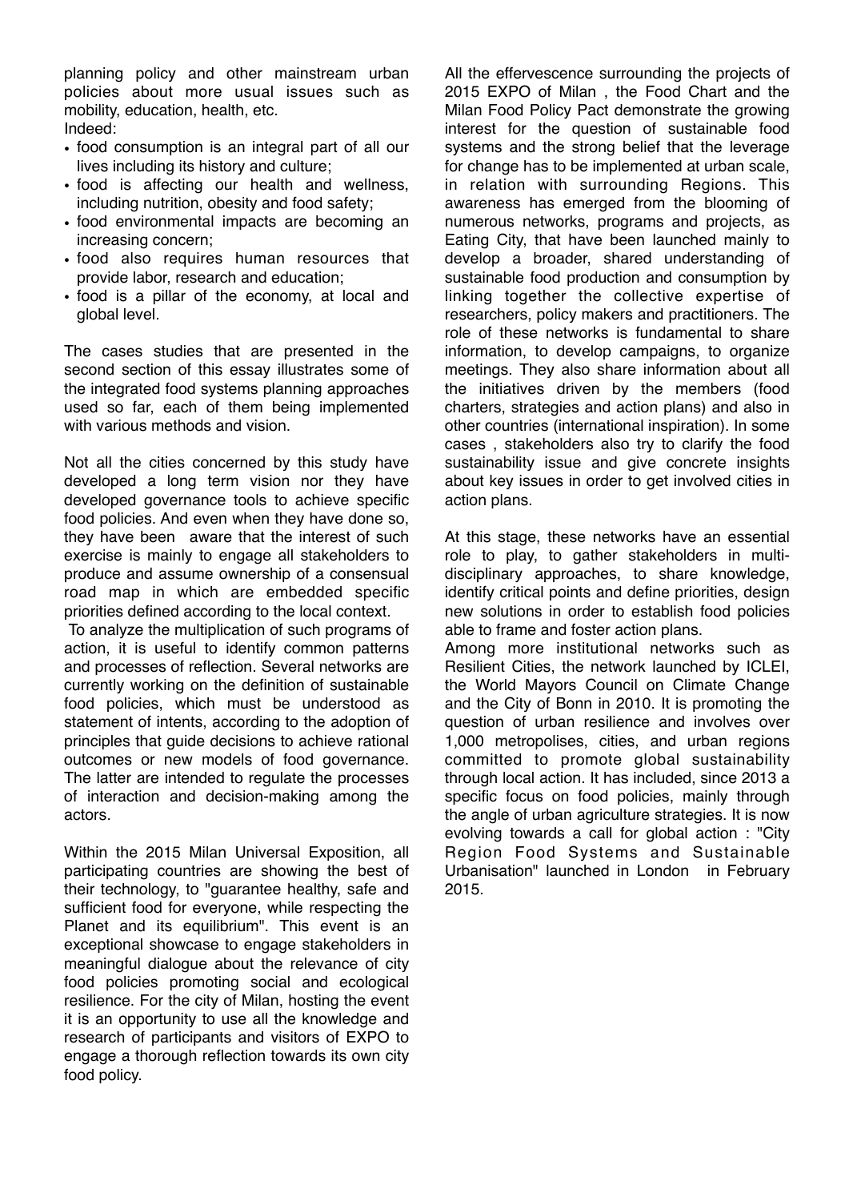planning policy and other mainstream urban policies about more usual issues such as mobility, education, health, etc.
Indeed:

- food consumption is an integral part of all our lives including its history and culture;
- food is affecting our health and wellness, including nutrition, obesity and food safety;
- food environmental impacts are becoming an increasing concern;
- food also requires human resources that provide labor, research and education;
- food is a pillar of the economy, at local and global level.

The cases studies that are presented in the second section of this essay illustrates some of the integrated food systems planning approaches used so far, each of them being implemented with various methods and vision.

Not all the cities concerned by this study have developed a long term vision nor they have developed governance tools to achieve specific food policies. And even when they have done so, they have been aware that the interest of such exercise is mainly to engage all stakeholders to produce and assume ownership of a consensual road map in which are embedded specific priorities defined according to the local context.

To analyze the multiplication of such programs of action, it is useful to identify common patterns and processes of reflection. Several networks are currently working on the definition of sustainable food policies, which must be understood as statement of intents, according to the adoption of principles that guide decisions to achieve rational outcomes or new models of food governance. The latter are intended to regulate the processes of interaction and decision-making among the actors.

Within the 2015 Milan Universal Exposition, all participating countries are showing the best of their technology, to "guarantee healthy, safe and sufficient food for everyone, while respecting the Planet and its equilibrium". This event is an exceptional showcase to engage stakeholders in meaningful dialogue about the relevance of city food policies promoting social and ecological resilience. For the city of Milan, hosting the event it is an opportunity to use all the knowledge and research of participants and visitors of EXPO to engage a thorough reflection towards its own city food policy.

All the effervescence surrounding the projects of 2015 EXPO of Milan , the Food Chart and the Milan Food Policy Pact demonstrate the growing interest for the question of sustainable food systems and the strong belief that the leverage for change has to be implemented at urban scale, in relation with surrounding Regions. This awareness has emerged from the blooming of numerous networks, programs and projects, as Eating City, that have been launched mainly to develop a broader, shared understanding of sustainable food production and consumption by linking together the collective expertise of researchers, policy makers and practitioners. The role of these networks is fundamental to share information, to develop campaigns, to organize meetings. They also share information about all the initiatives driven by the members (food charters, strategies and action plans) and also in other countries (international inspiration). In some cases , stakeholders also try to clarify the food sustainability issue and give concrete insights about key issues in order to get involved cities in action plans.

At this stage, these networks have an essential role to play, to gather stakeholders in multi-disciplinary approaches, to share knowledge, identify critical points and define priorities, design new solutions in order to establish food policies able to frame and foster action plans.

Among more institutional networks such as Resilient Cities, the network launched by ICLEI, the World Mayors Council on Climate Change and the City of Bonn in 2010. It is promoting the question of urban resilience and involves over 1,000 metropolises, cities, and urban regions committed to promote global sustainability through local action. It has included, since 2013 a specific focus on food policies, mainly through the angle of urban agriculture strategies. It is now evolving towards a call for global action : "City Region Food Systems and Sustainable Urbanisation" launched in London in February 2015.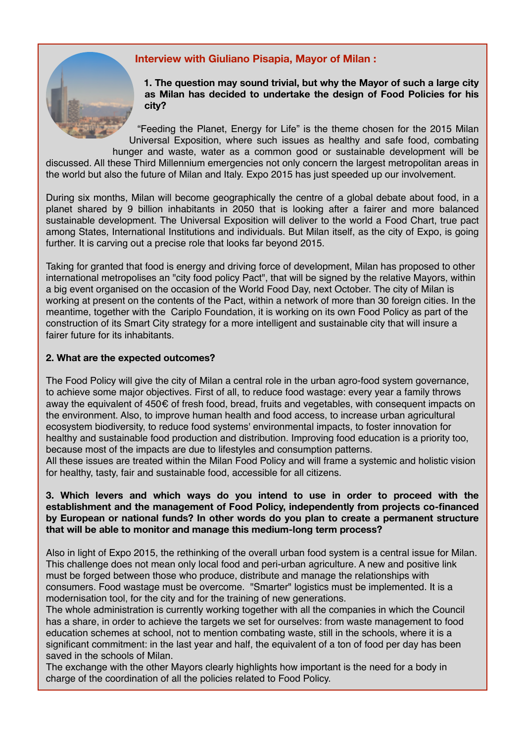## Interview with Giuliano Pisapia, Mayor of Milan :

**1. The question may sound trivial, but why the Mayor of such a large city as Milan has decided to undertake the design of Food Policies for his city?**

"Feeding the Planet, Energy for Life" is the theme chosen for the 2015 Milan Universal Exposition, where such issues as healthy and safe food, combating hunger and waste, water as a common good or sustainable development will be discussed. All these Third Millennium emergencies not only concern the largest metropolitan areas in the world but also the future of Milan and Italy. Expo 2015 has just speeded up our involvement.

During six months, Milan will become geographically the centre of a global debate about food, in a planet shared by 9 billion inhabitants in 2050 that is looking after a fairer and more balanced sustainable development. The Universal Exposition will deliver to the world a Food Chart, true pact among States, International Institutions and individuals. But Milan itself, as the city of Expo, is going further. It is carving out a precise role that looks far beyond 2015.

Taking for granted that food is energy and driving force of development, Milan has proposed to other international metropolises an "city food policy Pact", that will be signed by the relative Mayors, within a big event organised on the occasion of the World Food Day, next October. The city of Milan is working at present on the contents of the Pact, within a network of more than 30 foreign cities. In the meantime, together with the Cariplo Foundation, it is working on its own Food Policy as part of the construction of its Smart City strategy for a more intelligent and sustainable city that will insure a fairer future for its inhabitants.

**2. What are the expected outcomes?**

The Food Policy will give the city of Milan a central role in the urban agro-food system governance, to achieve some major objectives. First of all, to reduce food wastage: every year a family throws away the equivalent of 450€ of fresh food, bread, fruits and vegetables, with consequent impacts on the environment. Also, to improve human health and food access, to increase urban agricultural ecosystem biodiversity, to reduce food systems' environmental impacts, to foster innovation for healthy and sustainable food production and distribution. Improving food education is a priority too, because most of the impacts are due to lifestyles and consumption patterns.
All these issues are treated within the Milan Food Policy and will frame a systemic and holistic vision for healthy, tasty, fair and sustainable food, accessible for all citizens.

**3. Which levers and which ways do you intend to use in order to proceed with the establishment and the management of Food Policy, independently from projects co-financed by European or national funds? In other words do you plan to create a permanent structure that will be able to monitor and manage this medium-long term process?**

Also in light of Expo 2015, the rethinking of the overall urban food system is a central issue for Milan. This challenge does not mean only local food and peri-urban agriculture. A new and positive link must be forged between those who produce, distribute and manage the relationships with consumers. Food wastage must be overcome. "Smarter" logistics must be implemented. It is a modernisation tool, for the city and for the training of new generations.
The whole administration is currently working together with all the companies in which the Council has a share, in order to achieve the targets we set for ourselves: from waste management to food education schemes at school, not to mention combating waste, still in the schools, where it is a significant commitment: in the last year and half, the equivalent of a ton of food per day has been saved in the schools of Milan.
The exchange with the other Mayors clearly highlights how important is the need for a body in charge of the coordination of all the policies related to Food Policy.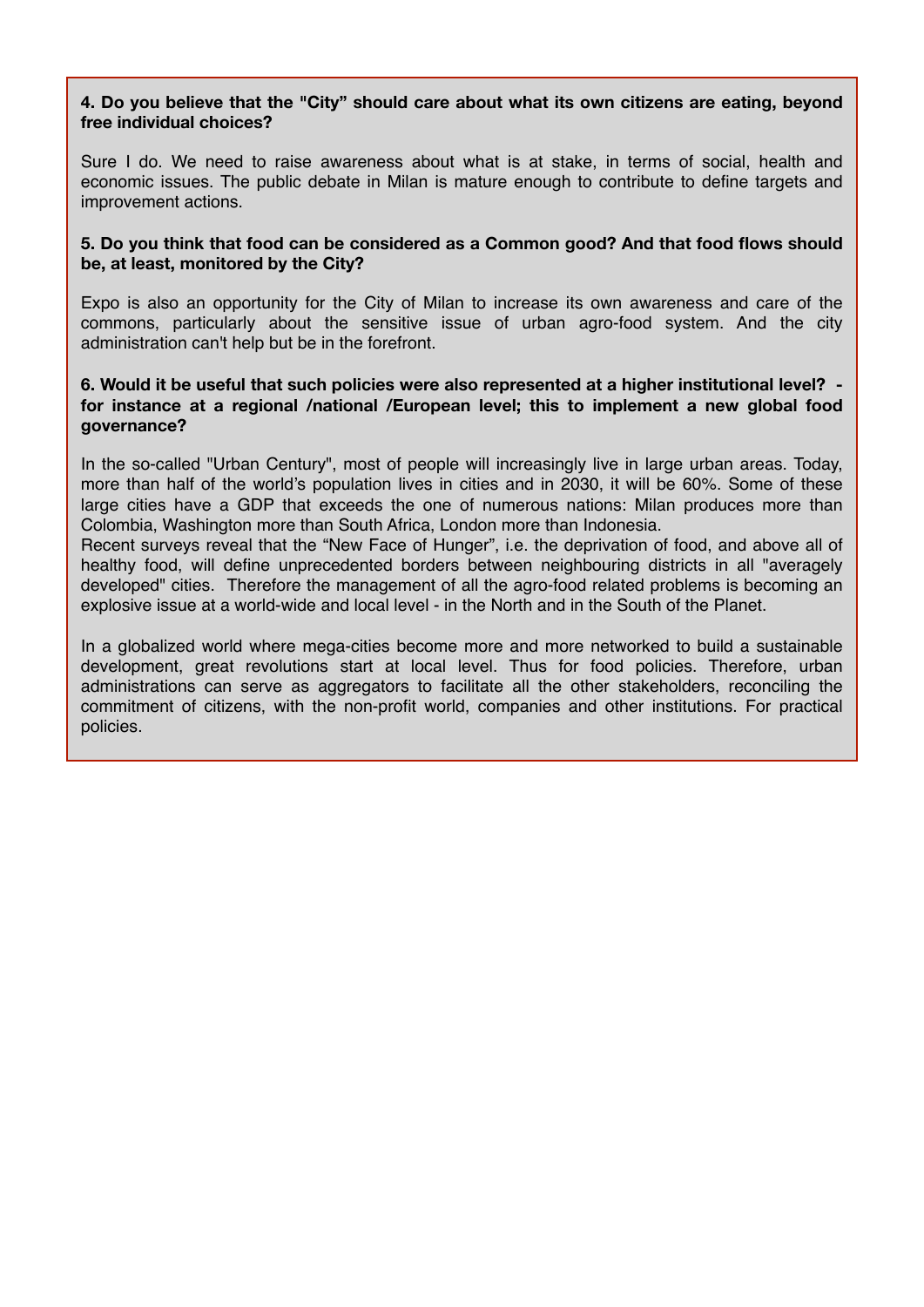**4. Do you believe that the "City" should care about what its own citizens are eating, beyond free individual choices?**

Sure I do. We need to raise awareness about what is at stake, in terms of social, health and economic issues. The public debate in Milan is mature enough to contribute to define targets and improvement actions.

**5. Do you think that food can be considered as a Common good? And that food flows should be, at least, monitored by the City?**

Expo is also an opportunity for the City of Milan to increase its own awareness and care of the commons, particularly about the sensitive issue of urban agro-food system. And the city administration can't help but be in the forefront.

**6. Would it be useful that such policies were also represented at a higher institutional level? - for instance at a regional /national /European level; this to implement a new global food governance?**

In the so-called "Urban Century", most of people will increasingly live in large urban areas. Today, more than half of the world's population lives in cities and in 2030, it will be 60%. Some of these large cities have a GDP that exceeds the one of numerous nations: Milan produces more than Colombia, Washington more than South Africa, London more than Indonesia.
Recent surveys reveal that the "New Face of Hunger", i.e. the deprivation of food, and above all of healthy food, will define unprecedented borders between neighbouring districts in all "averagely developed" cities. Therefore the management of all the agro-food related problems is becoming an explosive issue at a world-wide and local level - in the North and in the South of the Planet.

In a globalized world where mega-cities become more and more networked to build a sustainable development, great revolutions start at local level. Thus for food policies. Therefore, urban administrations can serve as aggregators to facilitate all the other stakeholders, reconciling the commitment of citizens, with the non-profit world, companies and other institutions. For practical policies.